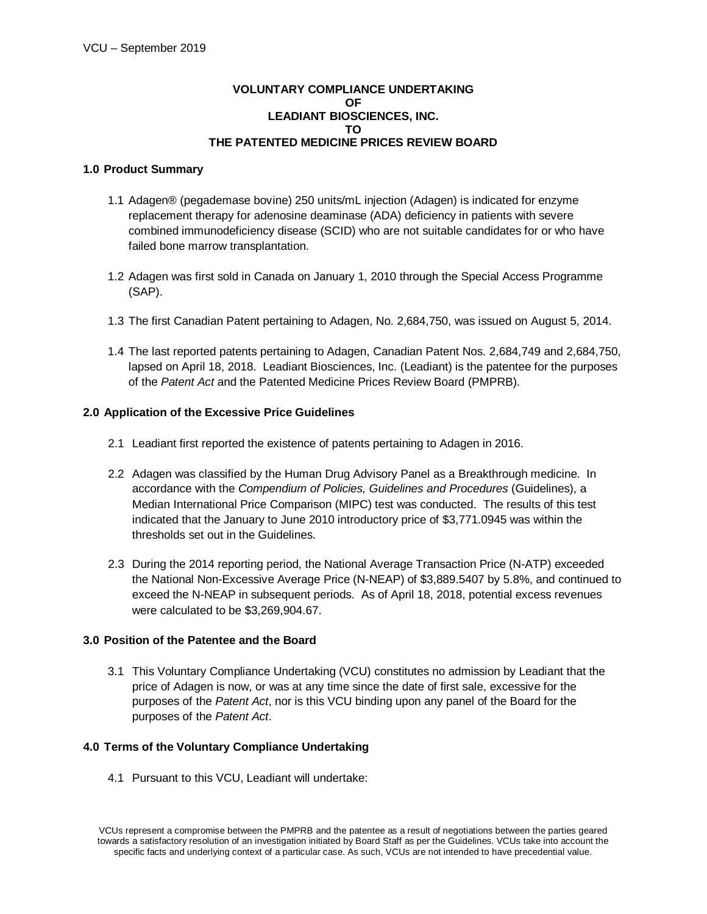# VOLUNTARY COMPLIANCE UNDERTAKING OF LEADIANT BIOSCIENCES, INC. TO THE PATENTED MEDICINE PRICES REVIEW BOARD

## 1.0 Product Summary

1.1 Adagen® (pegademase bovine) 250 units/mL injection (Adagen) is indicated for enzyme replacement therapy for adenosine deaminase (ADA) deficiency in patients with severe combined immunodeficiency disease (SCID) who are not suitable candidates for or who have failed bone marrow transplantation.

1.2 Adagen was first sold in Canada on January 1, 2010 through the Special Access Programme (SAP).

1.3 The first Canadian Patent pertaining to Adagen, No. 2,684,750, was issued on August 5, 2014.

1.4 The last reported patents pertaining to Adagen, Canadian Patent Nos. 2,684,749 and 2,684,750, lapsed on April 18, 2018. Leadiant Biosciences, Inc. (Leadiant) is the patentee for the purposes of the *Patent Act* and the Patented Medicine Prices Review Board (PMPRB).

## 2.0 Application of the Excessive Price Guidelines

2.1 Leadiant first reported the existence of patents pertaining to Adagen in 2016.

2.2 Adagen was classified by the Human Drug Advisory Panel as a Breakthrough medicine. In accordance with the *Compendium of Policies, Guidelines and Procedures* (Guidelines), a Median International Price Comparison (MIPC) test was conducted. The results of this test indicated that the January to June 2010 introductory price of $3,771.0945 was within the thresholds set out in the Guidelines.

2.3 During the 2014 reporting period, the National Average Transaction Price (N-ATP) exceeded the National Non-Excessive Average Price (N-NEAP) of $3,889.5407 by 5.8%, and continued to exceed the N-NEAP in subsequent periods. As of April 18, 2018, potential excess revenues were calculated to be $3,269,904.67.

## 3.0 Position of the Patentee and the Board

3.1 This Voluntary Compliance Undertaking (VCU) constitutes no admission by Leadiant that the price of Adagen is now, or was at any time since the date of first sale, excessive for the purposes of the *Patent Act*, nor is this VCU binding upon any panel of the Board for the purposes of the *Patent Act*.

## 4.0 Terms of the Voluntary Compliance Undertaking

4.1 Pursuant to this VCU, Leadiant will undertake:

VCUs represent a compromise between the PMPRB and the patentee as a result of negotiations between the parties geared towards a satisfactory resolution of an investigation initiated by Board Staff as per the Guidelines. VCUs take into account the specific facts and underlying context of a particular case. As such, VCUs are not intended to have precedential value.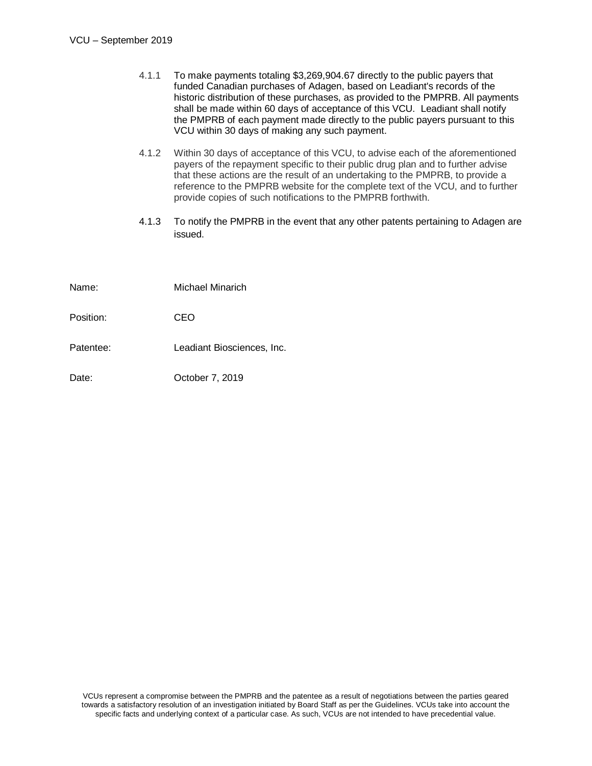4.1.1 To make payments totaling $3,269,904.67 directly to the public payers that funded Canadian purchases of Adagen, based on Leadiant's records of the historic distribution of these purchases, as provided to the PMPRB. All payments shall be made within 60 days of acceptance of this VCU. Leadiant shall notify the PMPRB of each payment made directly to the public payers pursuant to this VCU within 30 days of making any such payment.

4.1.2 Within 30 days of acceptance of this VCU, to advise each of the aforementioned payers of the repayment specific to their public drug plan and to further advise that these actions are the result of an undertaking to the PMPRB, to provide a reference to the PMPRB website for the complete text of the VCU, and to further provide copies of such notifications to the PMPRB forthwith.

4.1.3 To notify the PMPRB in the event that any other patents pertaining to Adagen are issued.

| | |
|---|---|
| Name: | Michael Minarich |
| Position: | CEO |
| Patentee: | Leadiant Biosciences, Inc. |
| Date: | October 7, 2019 |

VCUs represent a compromise between the PMPRB and the patentee as a result of negotiations between the parties geared towards a satisfactory resolution of an investigation initiated by Board Staff as per the Guidelines. VCUs take into account the specific facts and underlying context of a particular case. As such, VCUs are not intended to have precedential value.